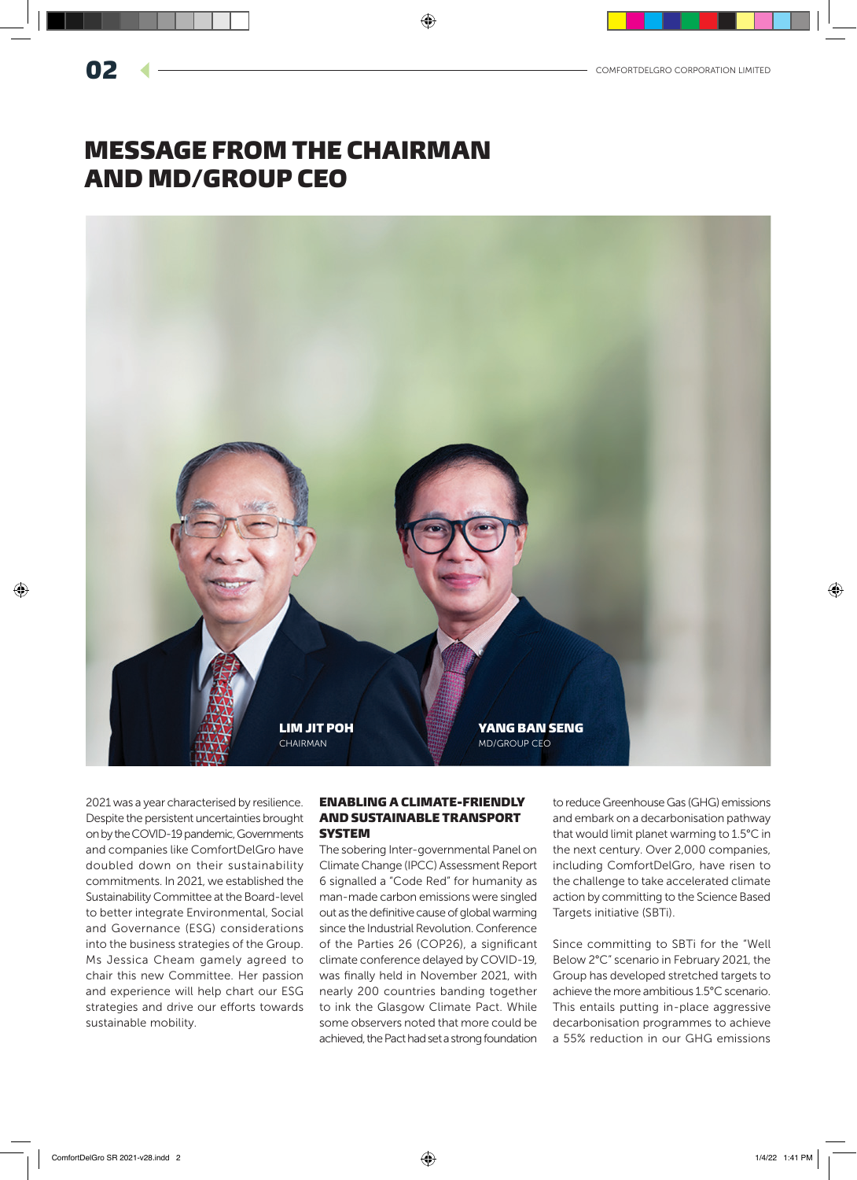# MESSAGE FROM THE CHAIRMAN AND MD/GROUP CEO

**LIM JIT POH**
CHAIRMAN

**YANG BAN SENG**
MD/GROUP CEO

2021 was a year characterised by resilience. Despite the persistent uncertainties brought on by the COVID-19 pandemic, Governments and companies like ComfortDelGro have doubled down on their sustainability commitments. In 2021, we established the Sustainability Committee at the Board-level to better integrate Environmental, Social and Governance (ESG) considerations into the business strategies of the Group. Ms Jessica Cheam gamely agreed to chair this new Committee. Her passion and experience will help chart our ESG strategies and drive our efforts towards sustainable mobility.

## ENABLING A CLIMATE-FRIENDLY AND SUSTAINABLE TRANSPORT SYSTEM

The sobering Inter-governmental Panel on Climate Change (IPCC) Assessment Report 6 signalled a "Code Red" for humanity as man-made carbon emissions were singled out as the definitive cause of global warming since the Industrial Revolution. Conference of the Parties 26 (COP26), a significant climate conference delayed by COVID-19, was finally held in November 2021, with nearly 200 countries banding together to ink the Glasgow Climate Pact. While some observers noted that more could be achieved, the Pact had set a strong foundation to reduce Greenhouse Gas (GHG) emissions and embark on a decarbonisation pathway that would limit planet warming to 1.5°C in the next century. Over 2,000 companies, including ComfortDelGro, have risen to the challenge to take accelerated climate action by committing to the Science Based Targets initiative (SBTi).

Since committing to SBTi for the "Well Below 2°C" scenario in February 2021, the Group has developed stretched targets to achieve the more ambitious 1.5°C scenario. This entails putting in-place aggressive decarbonisation programmes to achieve a 55% reduction in our GHG emissions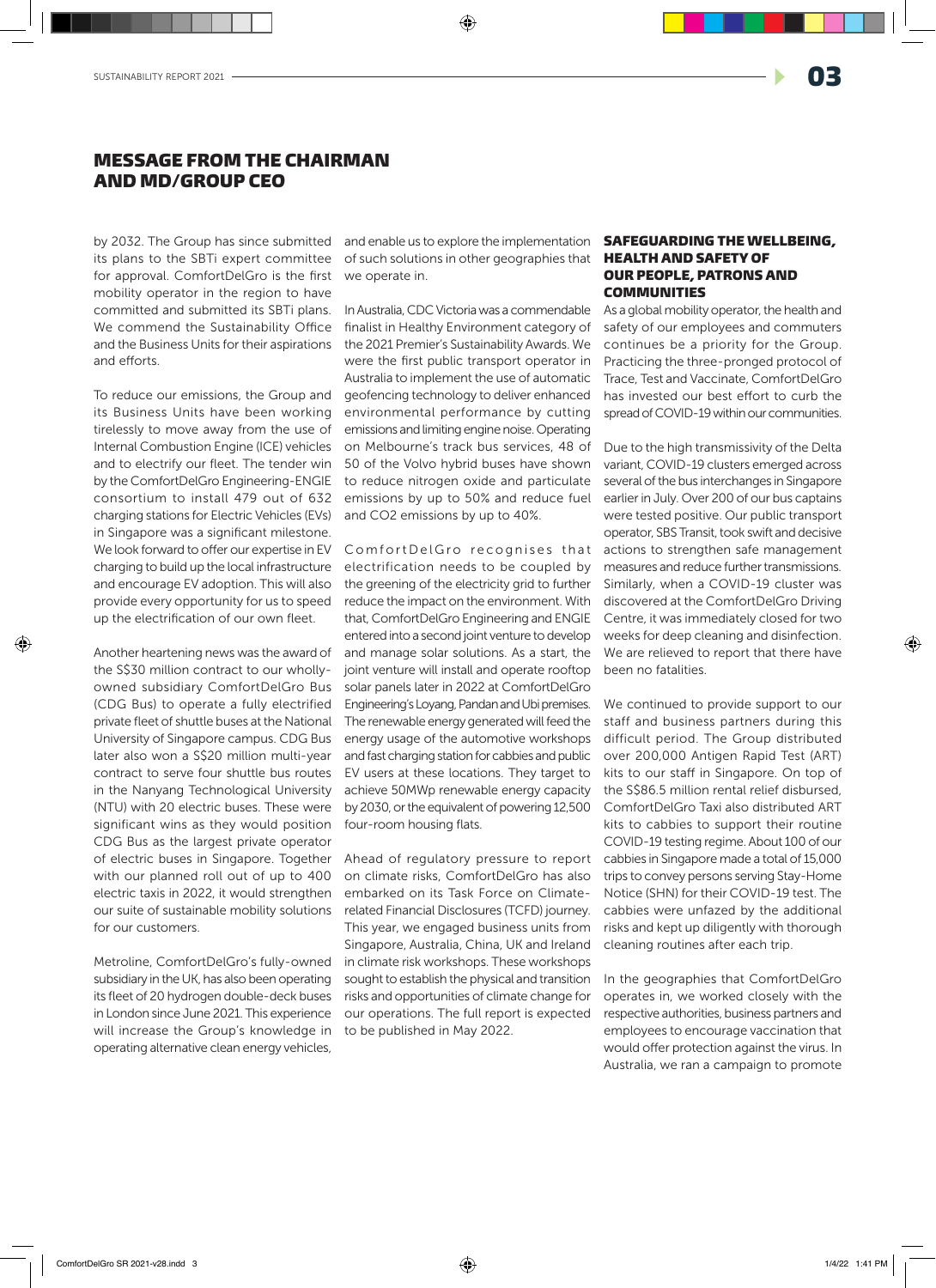## MESSAGE FROM THE CHAIRMAN AND MD/GROUP CEO

by 2032. The Group has since submitted its plans to the SBTi expert committee for approval. ComfortDelGro is the first mobility operator in the region to have committed and submitted its SBTi plans. We commend the Sustainability Office and the Business Units for their aspirations and efforts.

To reduce our emissions, the Group and its Business Units have been working tirelessly to move away from the use of Internal Combustion Engine (ICE) vehicles and to electrify our fleet. The tender win by the ComfortDelGro Engineering-ENGIE consortium to install 479 out of 632 charging stations for Electric Vehicles (EVs) in Singapore was a significant milestone. We look forward to offer our expertise in EV charging to build up the local infrastructure and encourage EV adoption. This will also provide every opportunity for us to speed up the electrification of our own fleet.

Another heartening news was the award of the S$30 million contract to our wholly-owned subsidiary ComfortDelGro Bus (CDG Bus) to operate a fully electrified private fleet of shuttle buses at the National University of Singapore campus. CDG Bus later also won a S$20 million multi-year contract to serve four shuttle bus routes in the Nanyang Technological University (NTU) with 20 electric buses. These were significant wins as they would position CDG Bus as the largest private operator of electric buses in Singapore. Together with our planned roll out of up to 400 electric taxis in 2022, it would strengthen our suite of sustainable mobility solutions for our customers.

Metroline, ComfortDelGro's fully-owned subsidiary in the UK, has also been operating its fleet of 20 hydrogen double-deck buses in London since June 2021. This experience will increase the Group's knowledge in operating alternative clean energy vehicles, and enable us to explore the implementation of such solutions in other geographies that we operate in.

In Australia, CDC Victoria was a commendable finalist in Healthy Environment category of the 2021 Premier's Sustainability Awards. We were the first public transport operator in Australia to implement the use of automatic geofencing technology to deliver enhanced environmental performance by cutting emissions and limiting engine noise. Operating on Melbourne's track bus services, 48 of 50 of the Volvo hybrid buses have shown to reduce nitrogen oxide and particulate emissions by up to 50% and reduce fuel and $CO_2$ emissions by up to 40%.

ComfortDelGro recognises that electrification needs to be coupled by the greening of the electricity grid to further reduce the impact on the environment. With that, ComfortDelGro Engineering and ENGIE entered into a second joint venture to develop and manage solar solutions. As a start, the joint venture will install and operate rooftop solar panels later in 2022 at ComfortDelGro Engineering's Loyang, Pandan and Ubi premises. The renewable energy generated will feed the energy usage of the automotive workshops and fast charging station for cabbies and public EV users at these locations. They target to achieve 50MWp renewable energy capacity by 2030, or the equivalent of powering 12,500 four-room housing flats.

Ahead of regulatory pressure to report on climate risks, ComfortDelGro has also embarked on its Task Force on Climate-related Financial Disclosures (TCFD) journey. This year, we engaged business units from Singapore, Australia, China, UK and Ireland in climate risk workshops. These workshops sought to establish the physical and transition risks and opportunities of climate change for our operations. The full report is expected to be published in May 2022.

### SAFEGUARDING THE WELLBEING, HEALTH AND SAFETY OF OUR PEOPLE, PATRONS AND COMMUNITIES

As a global mobility operator, the health and safety of our employees and commuters continues be a priority for the Group. Practicing the three-pronged protocol of Trace, Test and Vaccinate, ComfortDelGro has invested our best effort to curb the spread of COVID-19 within our communities.

Due to the high transmissivity of the Delta variant, COVID-19 clusters emerged across several of the bus interchanges in Singapore earlier in July. Over 200 of our bus captains were tested positive. Our public transport operator, SBS Transit, took swift and decisive actions to strengthen safe management measures and reduce further transmissions. Similarly, when a COVID-19 cluster was discovered at the ComfortDelGro Driving Centre, it was immediately closed for two weeks for deep cleaning and disinfection. We are relieved to report that there have been no fatalities.

We continued to provide support to our staff and business partners during this difficult period. The Group distributed over 200,000 Antigen Rapid Test (ART) kits to our staff in Singapore. On top of the S$86.5 million rental relief disbursed, ComfortDelGro Taxi also distributed ART kits to cabbies to support their routine COVID-19 testing regime. About 100 of our cabbies in Singapore made a total of 15,000 trips to convey persons serving Stay-Home Notice (SHN) for their COVID-19 test. The cabbies were unfazed by the additional risks and kept up diligently with thorough cleaning routines after each trip.

In the geographies that ComfortDelGro operates in, we worked closely with the respective authorities, business partners and employees to encourage vaccination that would offer protection against the virus. In Australia, we ran a campaign to promote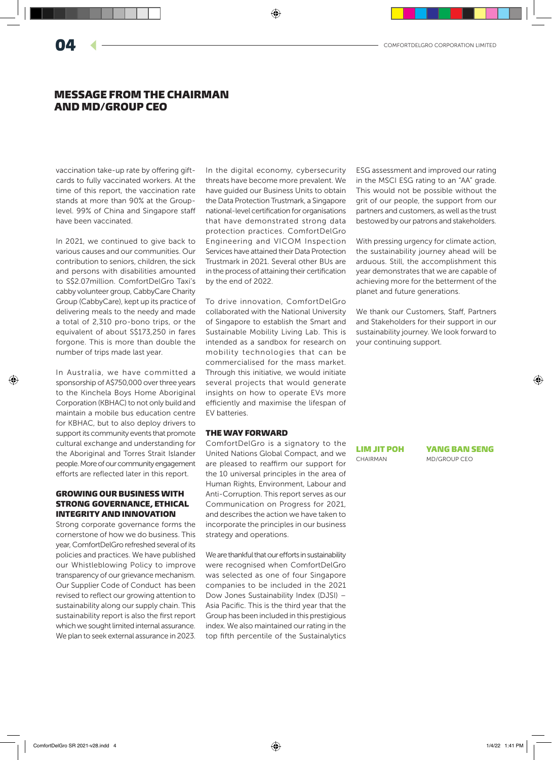## MESSAGE FROM THE CHAIRMAN AND MD/GROUP CEO

vaccination take-up rate by offering gift-cards to fully vaccinated workers. At the time of this report, the vaccination rate stands at more than 90% at the Group-level. 99% of China and Singapore staff have been vaccinated.

In 2021, we continued to give back to various causes and our communities. Our contribution to seniors, children, the sick and persons with disabilities amounted to S$2.07million. ComfortDelGro Taxi's cabby volunteer group, CabbyCare Charity Group (CabbyCare), kept up its practice of delivering meals to the needy and made a total of 2,310 pro-bono trips, or the equivalent of about S$173,250 in fares forgone. This is more than double the number of trips made last year.

In Australia, we have committed a sponsorship of A$750,000 over three years to the Kinchela Boys Home Aboriginal Corporation (KBHAC) to not only build and maintain a mobile bus education centre for KBHAC, but to also deploy drivers to support its community events that promote cultural exchange and understanding for the Aboriginal and Torres Strait Islander people. More of our community engagement efforts are reflected later in this report.

### GROWING OUR BUSINESS WITH STRONG GOVERNANCE, ETHICAL INTEGRITY AND INNOVATION

Strong corporate governance forms the cornerstone of how we do business. This year, ComfortDelGro refreshed several of its policies and practices. We have published our Whistleblowing Policy to improve transparency of our grievance mechanism. Our Supplier Code of Conduct has been revised to reflect our growing attention to sustainability along our supply chain. This sustainability report is also the first report which we sought limited internal assurance. We plan to seek external assurance in 2023.

In the digital economy, cybersecurity threats have become more prevalent. We have guided our Business Units to obtain the Data Protection Trustmark, a Singapore national-level certification for organisations that have demonstrated strong data protection practices. ComfortDelGro Engineering and VICOM Inspection Services have attained their Data Protection Trustmark in 2021. Several other BUs are in the process of attaining their certification by the end of 2022.

To drive innovation, ComfortDelGro collaborated with the National University of Singapore to establish the Smart and Sustainable Mobility Living Lab. This is intended as a sandbox for research on mobility technologies that can be commercialised for the mass market. Through this initiative, we would initiate several projects that would generate insights on how to operate EVs more efficiently and maximise the lifespan of EV batteries.

### THE WAY FORWARD

ComfortDelGro is a signatory to the United Nations Global Compact, and we are pleased to reaffirm our support for the 10 universal principles in the area of Human Rights, Environment, Labour and Anti-Corruption. This report serves as our Communication on Progress for 2021, and describes the action we have taken to incorporate the principles in our business strategy and operations.

We are thankful that our efforts in sustainability were recognised when ComfortDelGro was selected as one of four Singapore companies to be included in the 2021 Dow Jones Sustainability Index (DJSI) – Asia Pacific. This is the third year that the Group has been included in this prestigious index. We also maintained our rating in the top fifth percentile of the Sustainalytics ESG assessment and improved our rating in the MSCI ESG rating to an "AA" grade. This would not be possible without the grit of our people, the support from our partners and customers, as well as the trust bestowed by our patrons and stakeholders.

With pressing urgency for climate action, the sustainability journey ahead will be arduous. Still, the accomplishment this year demonstrates that we are capable of achieving more for the betterment of the planet and future generations.

We thank our Customers, Staff, Partners and Stakeholders for their support in our sustainability journey. We look forward to your continuing support.

**LIM JIT POH**
CHAIRMAN

**YANG BAN SENG**
MD/GROUP CEO